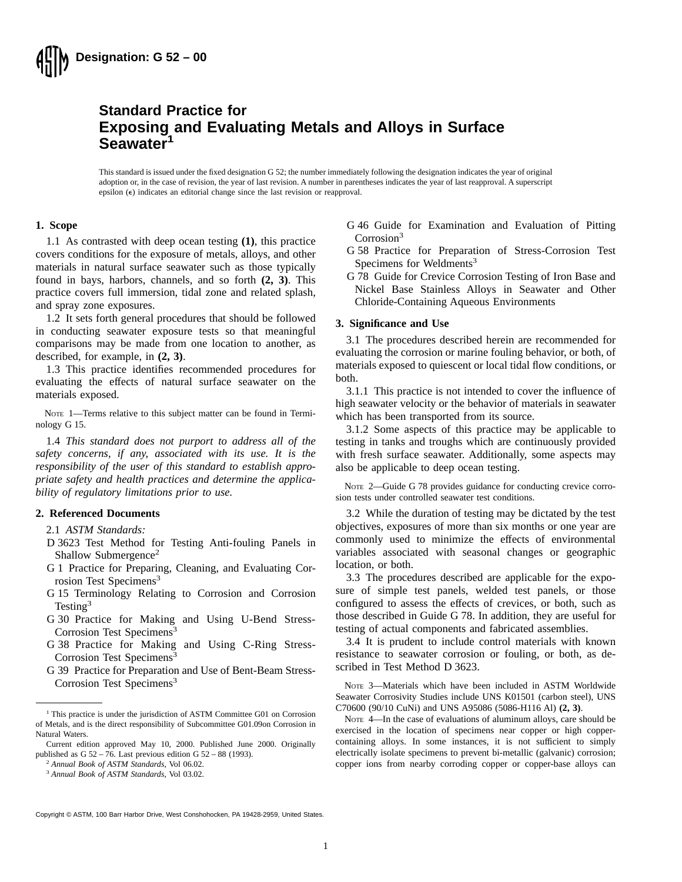**Designation: G 52 – 00**

# Standard Practice for Exposing and Evaluating Metals and Alloys in Surface Seawater[1]

This standard is issued under the fixed designation G 52; the number immediately following the designation indicates the year of original adoption or, in the case of revision, the year of last revision. A number in parentheses indicates the year of last reapproval. A superscript epsilon (ε) indicates an editorial change since the last revision or reapproval.

## 1. Scope

1.1 As contrasted with deep ocean testing **(1)**, this practice covers conditions for the exposure of metals, alloys, and other materials in natural surface seawater such as those typically found in bays, harbors, channels, and so forth **(2, 3)**. This practice covers full immersion, tidal zone and related splash, and spray zone exposures.

1.2 It sets forth general procedures that should be followed in conducting seawater exposure tests so that meaningful comparisons may be made from one location to another, as described, for example, in **(2, 3)**.

1.3 This practice identifies recommended procedures for evaluating the effects of natural surface seawater on the materials exposed.

NOTE 1—Terms relative to this subject matter can be found in Terminology G 15.

1.4 *This standard does not purport to address all of the safety concerns, if any, associated with its use. It is the responsibility of the user of this standard to establish appropriate safety and health practices and determine the applicability of regulatory limitations prior to use.*

## 2. Referenced Documents

2.1 *ASTM Standards:*

D 3623 Test Method for Testing Anti-fouling Panels in Shallow Submergence[2]

G 1 Practice for Preparing, Cleaning, and Evaluating Corrosion Test Specimens[3]

G 15 Terminology Relating to Corrosion and Corrosion Testing[3]

G 30 Practice for Making and Using U-Bend Stress-Corrosion Test Specimens[3]

G 38 Practice for Making and Using C-Ring Stress-Corrosion Test Specimens[3]

G 39 Practice for Preparation and Use of Bent-Beam Stress-Corrosion Test Specimens[3]

G 46 Guide for Examination and Evaluation of Pitting Corrosion[3]

G 58 Practice for Preparation of Stress-Corrosion Test Specimens for Weldments[3]

G 78 Guide for Crevice Corrosion Testing of Iron Base and Nickel Base Stainless Alloys in Seawater and Other Chloride-Containing Aqueous Environments

## 3. Significance and Use

3.1 The procedures described herein are recommended for evaluating the corrosion or marine fouling behavior, or both, of materials exposed to quiescent or local tidal flow conditions, or both.

3.1.1 This practice is not intended to cover the influence of high seawater velocity or the behavior of materials in seawater which has been transported from its source.

3.1.2 Some aspects of this practice may be applicable to testing in tanks and troughs which are continuously provided with fresh surface seawater. Additionally, some aspects may also be applicable to deep ocean testing.

NOTE 2—Guide G 78 provides guidance for conducting crevice corrosion tests under controlled seawater test conditions.

3.2 While the duration of testing may be dictated by the test objectives, exposures of more than six months or one year are commonly used to minimize the effects of environmental variables associated with seasonal changes or geographic location, or both.

3.3 The procedures described are applicable for the exposure of simple test panels, welded test panels, or those configured to assess the effects of crevices, or both, such as those described in Guide G 78. In addition, they are useful for testing of actual components and fabricated assemblies.

3.4 It is prudent to include control materials with known resistance to seawater corrosion or fouling, or both, as described in Test Method D 3623.

NOTE 3—Materials which have been included in ASTM Worldwide Seawater Corrosivity Studies include UNS K01501 (carbon steel), UNS C70600 (90/10 CuNi) and UNS A95086 (5086-H116 Al) **(2, 3)**.

NOTE 4—In the case of evaluations of aluminum alloys, care should be exercised in the location of specimens near copper or high copper-containing alloys. In some instances, it is not sufficient to simply electrically isolate specimens to prevent bi-metallic (galvanic) corrosion; copper ions from nearby corroding copper or copper-base alloys can

---

[1] This practice is under the jurisdiction of ASTM Committee G01 on Corrosion of Metals, and is the direct responsibility of Subcommittee G01.09on Corrosion in Natural Waters.

Current edition approved May 10, 2000. Published June 2000. Originally published as G 52 – 76. Last previous edition G 52 – 88 (1993).

[2] *Annual Book of ASTM Standards*, Vol 06.02.

[3] *Annual Book of ASTM Standards*, Vol 03.02.

Copyright © ASTM, 100 Barr Harbor Drive, West Conshohocken, PA 19428-2959, United States.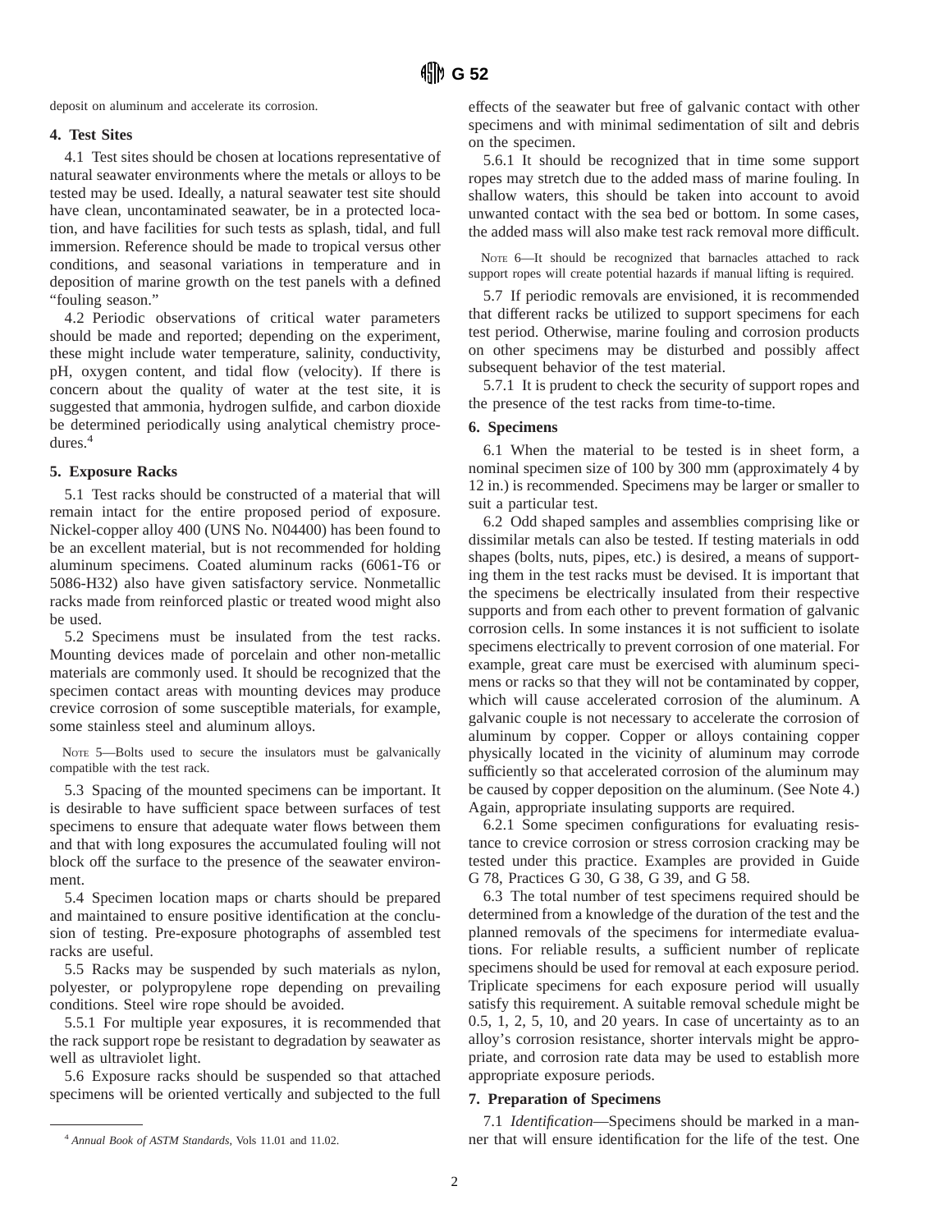deposit on aluminum and accelerate its corrosion.

## 4. Test Sites

4.1 Test sites should be chosen at locations representative of natural seawater environments where the metals or alloys to be tested may be used. Ideally, a natural seawater test site should have clean, uncontaminated seawater, be in a protected location, and have facilities for such tests as splash, tidal, and full immersion. Reference should be made to tropical versus other conditions, and seasonal variations in temperature and in deposition of marine growth on the test panels with a defined "fouling season."

4.2 Periodic observations of critical water parameters should be made and reported; depending on the experiment, these might include water temperature, salinity, conductivity, pH, oxygen content, and tidal flow (velocity). If there is concern about the quality of water at the test site, it is suggested that ammonia, hydrogen sulfide, and carbon dioxide be determined periodically using analytical chemistry procedures.[4]

## 5. Exposure Racks

5.1 Test racks should be constructed of a material that will remain intact for the entire proposed period of exposure. Nickel-copper alloy 400 (UNS No. N04400) has been found to be an excellent material, but is not recommended for holding aluminum specimens. Coated aluminum racks (6061-T6 or 5086-H32) also have given satisfactory service. Nonmetallic racks made from reinforced plastic or treated wood might also be used.

5.2 Specimens must be insulated from the test racks. Mounting devices made of porcelain and other non-metallic materials are commonly used. It should be recognized that the specimen contact areas with mounting devices may produce crevice corrosion of some susceptible materials, for example, some stainless steel and aluminum alloys.

NOTE 5—Bolts used to secure the insulators must be galvanically compatible with the test rack.

5.3 Spacing of the mounted specimens can be important. It is desirable to have sufficient space between surfaces of test specimens to ensure that adequate water flows between them and that with long exposures the accumulated fouling will not block off the surface to the presence of the seawater environment.

5.4 Specimen location maps or charts should be prepared and maintained to ensure positive identification at the conclusion of testing. Pre-exposure photographs of assembled test racks are useful.

5.5 Racks may be suspended by such materials as nylon, polyester, or polypropylene rope depending on prevailing conditions. Steel wire rope should be avoided.

5.5.1 For multiple year exposures, it is recommended that the rack support rope be resistant to degradation by seawater as well as ultraviolet light.

5.6 Exposure racks should be suspended so that attached specimens will be oriented vertically and subjected to the full effects of the seawater but free of galvanic contact with other specimens and with minimal sedimentation of silt and debris on the specimen.

5.6.1 It should be recognized that in time some support ropes may stretch due to the added mass of marine fouling. In shallow waters, this should be taken into account to avoid unwanted contact with the sea bed or bottom. In some cases, the added mass will also make test rack removal more difficult.

NOTE 6—It should be recognized that barnacles attached to rack support ropes will create potential hazards if manual lifting is required.

5.7 If periodic removals are envisioned, it is recommended that different racks be utilized to support specimens for each test period. Otherwise, marine fouling and corrosion products on other specimens may be disturbed and possibly affect subsequent behavior of the test material.

5.7.1 It is prudent to check the security of support ropes and the presence of the test racks from time-to-time.

## 6. Specimens

6.1 When the material to be tested is in sheet form, a nominal specimen size of 100 by 300 mm (approximately 4 by 12 in.) is recommended. Specimens may be larger or smaller to suit a particular test.

6.2 Odd shaped samples and assemblies comprising like or dissimilar metals can also be tested. If testing materials in odd shapes (bolts, nuts, pipes, etc.) is desired, a means of supporting them in the test racks must be devised. It is important that the specimens be electrically insulated from their respective supports and from each other to prevent formation of galvanic corrosion cells. In some instances it is not sufficient to isolate specimens electrically to prevent corrosion of one material. For example, great care must be exercised with aluminum specimens or racks so that they will not be contaminated by copper, which will cause accelerated corrosion of the aluminum. A galvanic couple is not necessary to accelerate the corrosion of aluminum by copper. Copper or alloys containing copper physically located in the vicinity of aluminum may corrode sufficiently so that accelerated corrosion of the aluminum may be caused by copper deposition on the aluminum. (See Note 4.) Again, appropriate insulating supports are required.

6.2.1 Some specimen configurations for evaluating resistance to crevice corrosion or stress corrosion cracking may be tested under this practice. Examples are provided in Guide G 78, Practices G 30, G 38, G 39, and G 58.

6.3 The total number of test specimens required should be determined from a knowledge of the duration of the test and the planned removals of the specimens for intermediate evaluations. For reliable results, a sufficient number of replicate specimens should be used for removal at each exposure period. Triplicate specimens for each exposure period will usually satisfy this requirement. A suitable removal schedule might be 0.5, 1, 2, 5, 10, and 20 years. In case of uncertainty as to an alloy's corrosion resistance, shorter intervals might be appropriate, and corrosion rate data may be used to establish more appropriate exposure periods.

## 7. Preparation of Specimens

7.1 *Identification*—Specimens should be marked in a manner that will ensure identification for the life of the test. One

[4] *Annual Book of ASTM Standards*, Vols 11.01 and 11.02.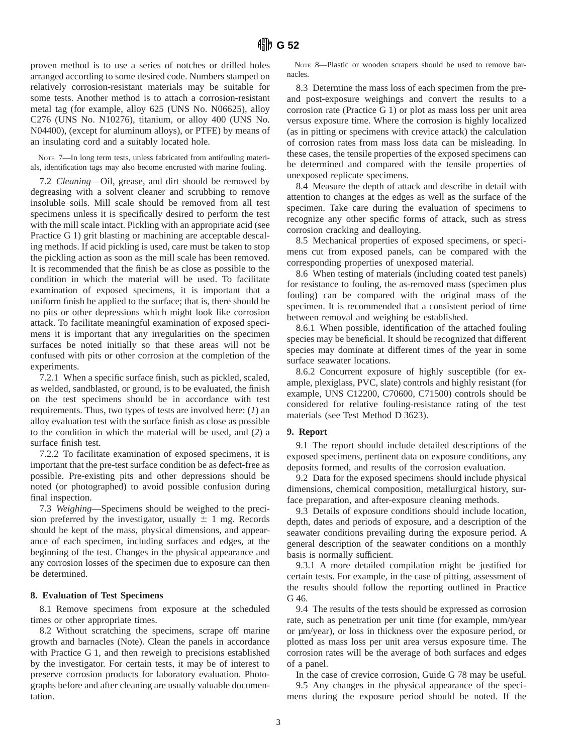proven method is to use a series of notches or drilled holes arranged according to some desired code. Numbers stamped on relatively corrosion-resistant materials may be suitable for some tests. Another method is to attach a corrosion-resistant metal tag (for example, alloy 625 (UNS No. N06625), alloy C276 (UNS No. N10276), titanium, or alloy 400 (UNS No. N04400), (except for aluminum alloys), or PTFE) by means of an insulating cord and a suitably located hole.

NOTE 7—In long term tests, unless fabricated from antifouling materials, identification tags may also become encrusted with marine fouling.

7.2 *Cleaning*—Oil, grease, and dirt should be removed by degreasing with a solvent cleaner and scrubbing to remove insoluble soils. Mill scale should be removed from all test specimens unless it is specifically desired to perform the test with the mill scale intact. Pickling with an appropriate acid (see Practice G 1) grit blasting or machining are acceptable descaling methods. If acid pickling is used, care must be taken to stop the pickling action as soon as the mill scale has been removed. It is recommended that the finish be as close as possible to the condition in which the material will be used. To facilitate examination of exposed specimens, it is important that a uniform finish be applied to the surface; that is, there should be no pits or other depressions which might look like corrosion attack. To facilitate meaningful examination of exposed specimens it is important that any irregularities on the specimen surfaces be noted initially so that these areas will not be confused with pits or other corrosion at the completion of the experiments.

7.2.1 When a specific surface finish, such as pickled, scaled, as welded, sandblasted, or ground, is to be evaluated, the finish on the test specimens should be in accordance with test requirements. Thus, two types of tests are involved here: (*1*) an alloy evaluation test with the surface finish as close as possible to the condition in which the material will be used, and (*2*) a surface finish test.

7.2.2 To facilitate examination of exposed specimens, it is important that the pre-test surface condition be as defect-free as possible. Pre-existing pits and other depressions should be noted (or photographed) to avoid possible confusion during final inspection.

7.3 *Weighing*—Specimens should be weighed to the precision preferred by the investigator, usually $\pm$ 1 mg. Records should be kept of the mass, physical dimensions, and appearance of each specimen, including surfaces and edges, at the beginning of the test. Changes in the physical appearance and any corrosion losses of the specimen due to exposure can then be determined.

## 8. Evaluation of Test Specimens

8.1 Remove specimens from exposure at the scheduled times or other appropriate times.

8.2 Without scratching the specimens, scrape off marine growth and barnacles (Note). Clean the panels in accordance with Practice G 1, and then reweigh to precisions established by the investigator. For certain tests, it may be of interest to preserve corrosion products for laboratory evaluation. Photographs before and after cleaning are usually valuable documentation.

NOTE 8—Plastic or wooden scrapers should be used to remove barnacles.

8.3 Determine the mass loss of each specimen from the pre- and post-exposure weighings and convert the results to a corrosion rate (Practice G 1) or plot as mass loss per unit area versus exposure time. Where the corrosion is highly localized (as in pitting or specimens with crevice attack) the calculation of corrosion rates from mass loss data can be misleading. In these cases, the tensile properties of the exposed specimens can be determined and compared with the tensile properties of unexposed replicate specimens.

8.4 Measure the depth of attack and describe in detail with attention to changes at the edges as well as the surface of the specimen. Take care during the evaluation of specimens to recognize any other specific forms of attack, such as stress corrosion cracking and dealloying.

8.5 Mechanical properties of exposed specimens, or specimens cut from exposed panels, can be compared with the corresponding properties of unexposed material.

8.6 When testing of materials (including coated test panels) for resistance to fouling, the as-removed mass (specimen plus fouling) can be compared with the original mass of the specimen. It is recommended that a consistent period of time between removal and weighing be established.

8.6.1 When possible, identification of the attached fouling species may be beneficial. It should be recognized that different species may dominate at different times of the year in some surface seawater locations.

8.6.2 Concurrent exposure of highly susceptible (for example, plexiglass, PVC, slate) controls and highly resistant (for example, UNS C12200, C70600, C71500) controls should be considered for relative fouling-resistance rating of the test materials (see Test Method D 3623).

## 9. Report

9.1 The report should include detailed descriptions of the exposed specimens, pertinent data on exposure conditions, any deposits formed, and results of the corrosion evaluation.

9.2 Data for the exposed specimens should include physical dimensions, chemical composition, metallurgical history, surface preparation, and after-exposure cleaning methods.

9.3 Details of exposure conditions should include location, depth, dates and periods of exposure, and a description of the seawater conditions prevailing during the exposure period. A general description of the seawater conditions on a monthly basis is normally sufficient.

9.3.1 A more detailed compilation might be justified for certain tests. For example, in the case of pitting, assessment of the results should follow the reporting outlined in Practice G 46.

9.4 The results of the tests should be expressed as corrosion rate, such as penetration per unit time (for example, mm/year or µm/year), or loss in thickness over the exposure period, or plotted as mass loss per unit area versus exposure time. The corrosion rates will be the average of both surfaces and edges of a panel.

In the case of crevice corrosion, Guide G 78 may be useful.

9.5 Any changes in the physical appearance of the specimens during the exposure period should be noted. If the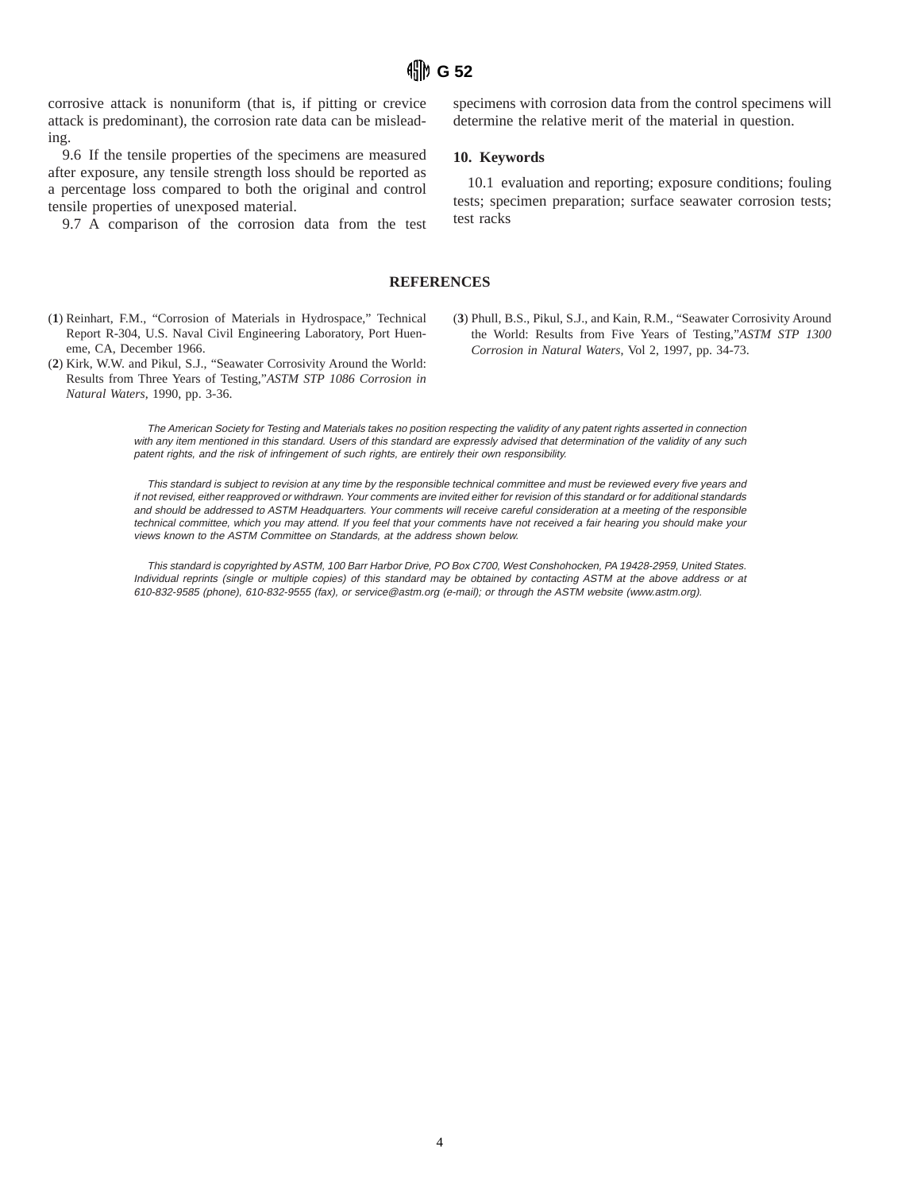corrosive attack is nonuniform (that is, if pitting or crevice attack is predominant), the corrosion rate data can be misleading.

9.6 If the tensile properties of the specimens are measured after exposure, any tensile strength loss should be reported as a percentage loss compared to both the original and control tensile properties of unexposed material.

9.7 A comparison of the corrosion data from the test specimens with corrosion data from the control specimens will determine the relative merit of the material in question.

## 10. Keywords

10.1 evaluation and reporting; exposure conditions; fouling tests; specimen preparation; surface seawater corrosion tests; test racks

## REFERENCES

(**1**) Reinhart, F.M., "Corrosion of Materials in Hydrospace," Technical Report R-304, U.S. Naval Civil Engineering Laboratory, Port Hueneme, CA, December 1966.

(**2**) Kirk, W.W. and Pikul, S.J., "Seawater Corrosivity Around the World: Results from Three Years of Testing," *ASTM STP 1086 Corrosion in Natural Waters*, 1990, pp. 3-36.

(**3**) Phull, B.S., Pikul, S.J., and Kain, R.M., "Seawater Corrosivity Around the World: Results from Five Years of Testing," *ASTM STP 1300 Corrosion in Natural Waters*, Vol 2, 1997, pp. 34-73.

*The American Society for Testing and Materials takes no position respecting the validity of any patent rights asserted in connection with any item mentioned in this standard. Users of this standard are expressly advised that determination of the validity of any such patent rights, and the risk of infringement of such rights, are entirely their own responsibility.*

*This standard is subject to revision at any time by the responsible technical committee and must be reviewed every five years and if not revised, either reapproved or withdrawn. Your comments are invited either for revision of this standard or for additional standards and should be addressed to ASTM Headquarters. Your comments will receive careful consideration at a meeting of the responsible technical committee, which you may attend. If you feel that your comments have not received a fair hearing you should make your views known to the ASTM Committee on Standards, at the address shown below.*

*This standard is copyrighted by ASTM, 100 Barr Harbor Drive, PO Box C700, West Conshohocken, PA 19428-2959, United States. Individual reprints (single or multiple copies) of this standard may be obtained by contacting ASTM at the above address or at 610-832-9585 (phone), 610-832-9555 (fax), or service@astm.org (e-mail); or through the ASTM website (www.astm.org).*